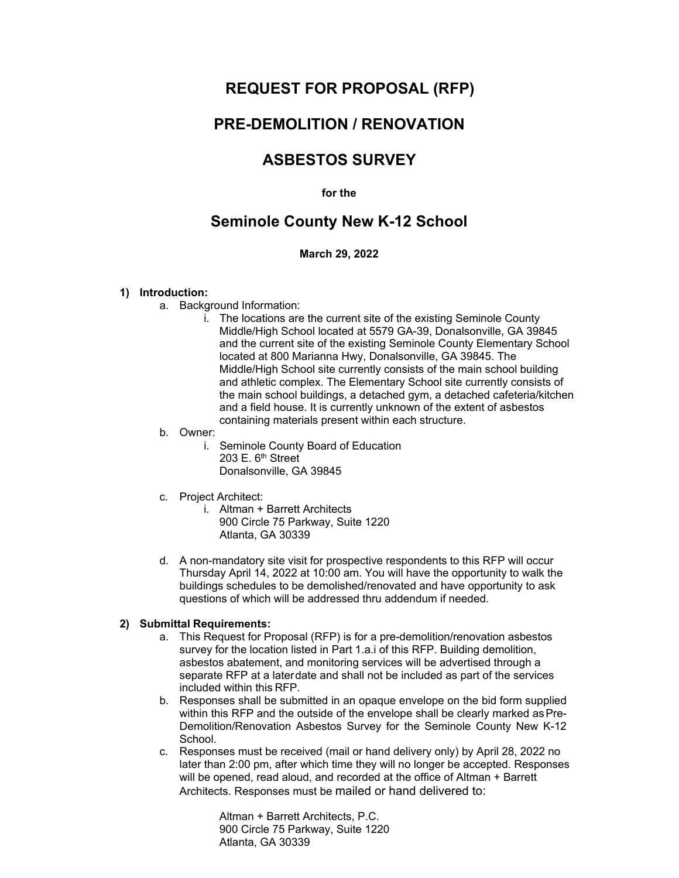# REQUEST FOR PROPOSAL (RFP)

# PRE-DEMOLITION / RENOVATION

# ASBESTOS SURVEY

**for the**

## Seminole County New K-12 School

**March 29, 2022**

1) **Introduction:**
   a. Background Information:
      i. The locations are the current site of the existing Seminole County Middle/High School located at 5579 GA-39, Donalsonville, GA 39845 and the current site of the existing Seminole County Elementary School located at 800 Marianna Hwy, Donalsonville, GA 39845. The Middle/High School site currently consists of the main school building and athletic complex. The Elementary School site currently consists of the main school buildings, a detached gym, a detached cafeteria/kitchen and a field house. It is currently unknown of the extent of asbestos containing materials present within each structure.

   b. Owner:
      i. Seminole County Board of Education
         203 E. 6th Street
         Donalsonville, GA 39845

   c. Project Architect:
      i. Altman + Barrett Architects
         900 Circle 75 Parkway, Suite 1220
         Atlanta, GA 30339

   d. A non-mandatory site visit for prospective respondents to this RFP will occur Thursday April 14, 2022 at 10:00 am. You will have the opportunity to walk the buildings schedules to be demolished/renovated and have opportunity to ask questions of which will be addressed thru addendum if needed.

2) **Submittal Requirements:**
   a. This Request for Proposal (RFP) is for a pre-demolition/renovation asbestos survey for the location listed in Part 1.a.i of this RFP. Building demolition, asbestos abatement, and monitoring services will be advertised through a separate RFP at a later date and shall not be included as part of the services included within this RFP.

   b. Responses shall be submitted in an opaque envelope on the bid form supplied within this RFP and the outside of the envelope shall be clearly marked as Pre-Demolition/Renovation Asbestos Survey for the Seminole County New K-12 School.

   c. Responses must be received (mail or hand delivery only) by April 28, 2022 no later than 2:00 pm, after which time they will no longer be accepted. Responses will be opened, read aloud, and recorded at the office of Altman + Barrett Architects. Responses must be mailed or hand delivered to:

      Altman + Barrett Architects, P.C.
      900 Circle 75 Parkway, Suite 1220
      Atlanta, GA 30339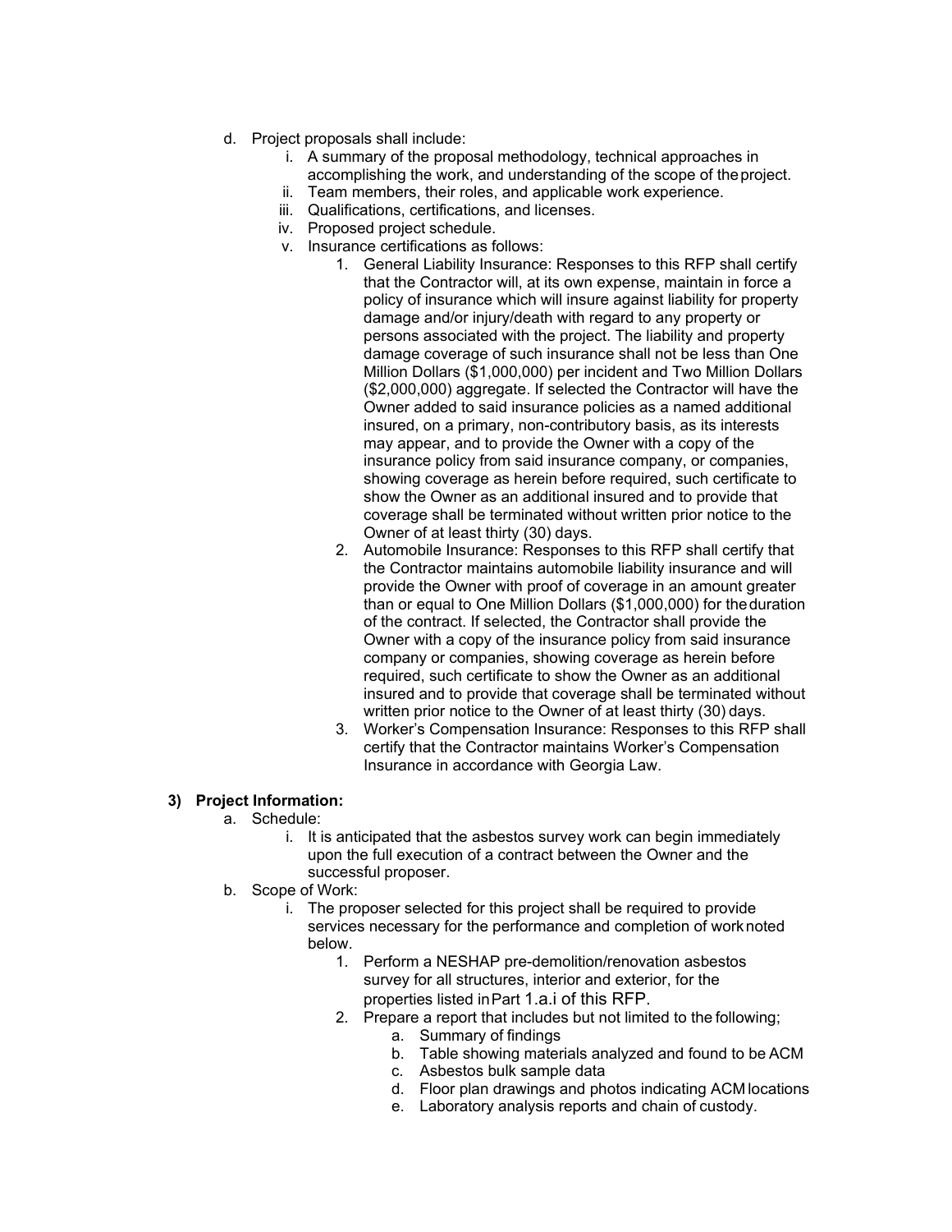d. Project proposals shall include:
    i. A summary of the proposal methodology, technical approaches in accomplishing the work, and understanding of the scope of the project.
    ii. Team members, their roles, and applicable work experience.
    iii. Qualifications, certifications, and licenses.
    iv. Proposed project schedule.
    v. Insurance certifications as follows:
        1. General Liability Insurance: Responses to this RFP shall certify that the Contractor will, at its own expense, maintain in force a policy of insurance which will insure against liability for property damage and/or injury/death with regard to any property or persons associated with the project. The liability and property damage coverage of such insurance shall not be less than One Million Dollars ($1,000,000) per incident and Two Million Dollars ($2,000,000) aggregate. If selected the Contractor will have the Owner added to said insurance policies as a named additional insured, on a primary, non-contributory basis, as its interests may appear, and to provide the Owner with a copy of the insurance policy from said insurance company, or companies, showing coverage as herein before required, such certificate to show the Owner as an additional insured and to provide that coverage shall be terminated without written prior notice to the Owner of at least thirty (30) days.
        2. Automobile Insurance: Responses to this RFP shall certify that the Contractor maintains automobile liability insurance and will provide the Owner with proof of coverage in an amount greater than or equal to One Million Dollars ($1,000,000) for the duration of the contract. If selected, the Contractor shall provide the Owner with a copy of the insurance policy from said insurance company or companies, showing coverage as herein before required, such certificate to show the Owner as an additional insured and to provide that coverage shall be terminated without written prior notice to the Owner of at least thirty (30) days.
        3. Worker's Compensation Insurance: Responses to this RFP shall certify that the Contractor maintains Worker's Compensation Insurance in accordance with Georgia Law.

**3) Project Information:**

a. Schedule:
    i. It is anticipated that the asbestos survey work can begin immediately upon the full execution of a contract between the Owner and the successful proposer.

b. Scope of Work:
    i. The proposer selected for this project shall be required to provide services necessary for the performance and completion of work noted below.
        1. Perform a NESHAP pre-demolition/renovation asbestos survey for all structures, interior and exterior, for the properties listed in Part 1.a.i of this RFP.
        2. Prepare a report that includes but not limited to the following;
            a. Summary of findings
            b. Table showing materials analyzed and found to be ACM
            c. Asbestos bulk sample data
            d. Floor plan drawings and photos indicating ACM locations
            e. Laboratory analysis reports and chain of custody.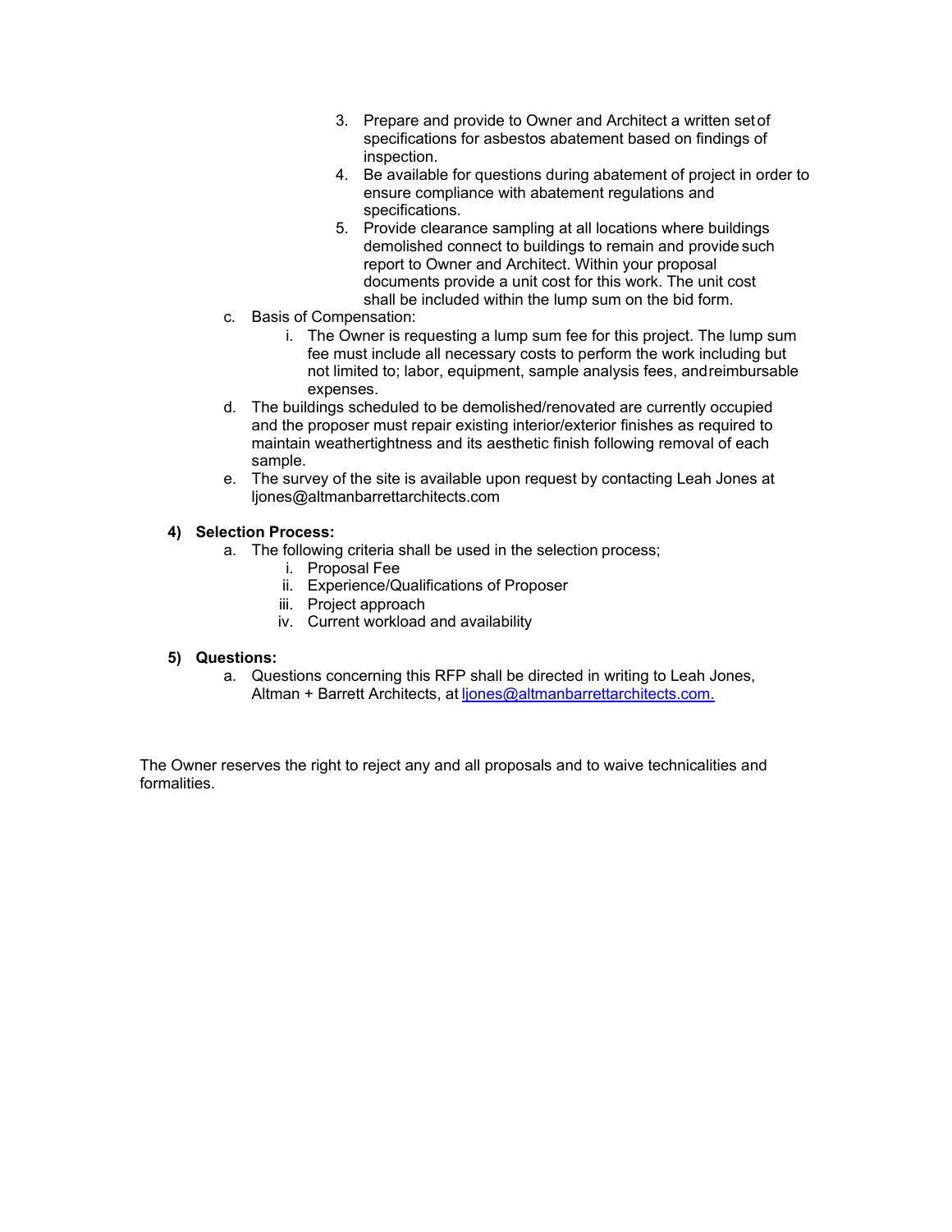3. Prepare and provide to Owner and Architect a written set of specifications for asbestos abatement based on findings of inspection.
4. Be available for questions during abatement of project in order to ensure compliance with abatement regulations and specifications.
5. Provide clearance sampling at all locations where buildings demolished connect to buildings to remain and provide such report to Owner and Architect. Within your proposal documents provide a unit cost for this work. The unit cost shall be included within the lump sum on the bid form.

c. Basis of Compensation:

   i. The Owner is requesting a lump sum fee for this project. The lump sum fee must include all necessary costs to perform the work including but not limited to; labor, equipment, sample analysis fees, and reimbursable expenses.

d. The buildings scheduled to be demolished/renovated are currently occupied and the proposer must repair existing interior/exterior finishes as required to maintain weathertightness and its aesthetic finish following removal of each sample.

e. The survey of the site is available upon request by contacting Leah Jones at ljones@altmanbarrettarchitects.com

**4) Selection Process:**

a. The following criteria shall be used in the selection process;

   i. Proposal Fee
   ii. Experience/Qualifications of Proposer
   iii. Project approach
   iv. Current workload and availability

**5) Questions:**

a. Questions concerning this RFP shall be directed in writing to Leah Jones, Altman + Barrett Architects, at ljones@altmanbarrettarchitects.com.

The Owner reserves the right to reject any and all proposals and to waive technicalities and formalities.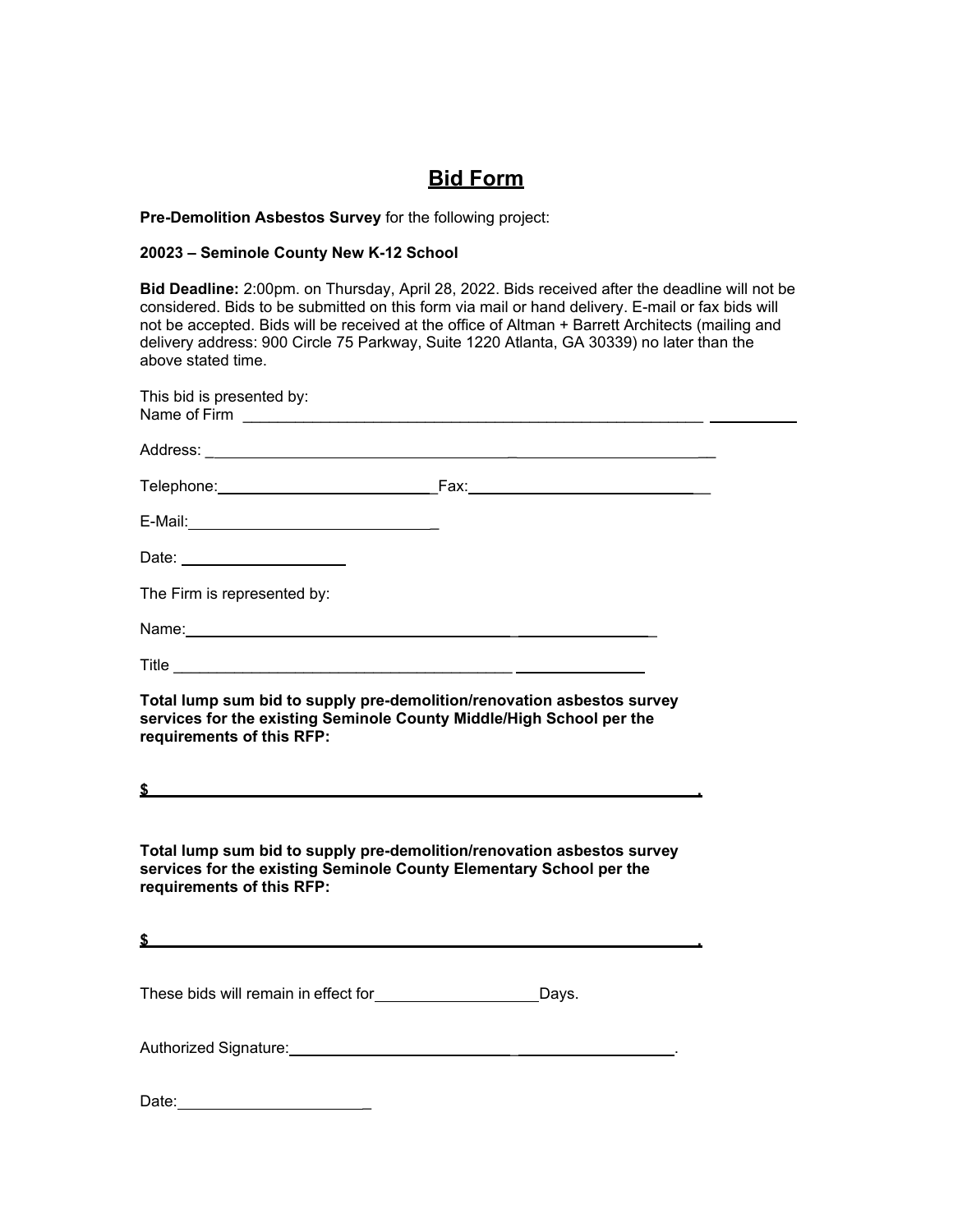# Bid Form

**Pre-Demolition Asbestos Survey** for the following project:

**20023 – Seminole County New K-12 School**

**Bid Deadline:** 2:00pm. on Thursday, April 28, 2022. Bids received after the deadline will not be considered. Bids to be submitted on this form via mail or hand delivery. E-mail or fax bids will not be accepted. Bids will be received at the office of Altman + Barrett Architects (mailing and delivery address: 900 Circle 75 Parkway, Suite 1220 Atlanta, GA 30339) no later than the above stated time.

This bid is presented by:
Name of Firm ______________________________________________________

Address: ______________________________________________________

Telephone: ______________________ Fax: ______________________

E-Mail: ______________________

Date: ________________

The Firm is represented by:

Name: ______________________________________________

Title ______________________________________________

**Total lump sum bid to supply pre-demolition/renovation asbestos survey services for the existing Seminole County Middle/High School per the requirements of this RFP:**

**$ ____________________________________________________________.**

**Total lump sum bid to supply pre-demolition/renovation asbestos survey services for the existing Seminole County Elementary School per the requirements of this RFP:**

**$ ____________________________________________________________.**

These bids will remain in effect for ________________ Days.

Authorized Signature: ______________________________________.

Date: ____________________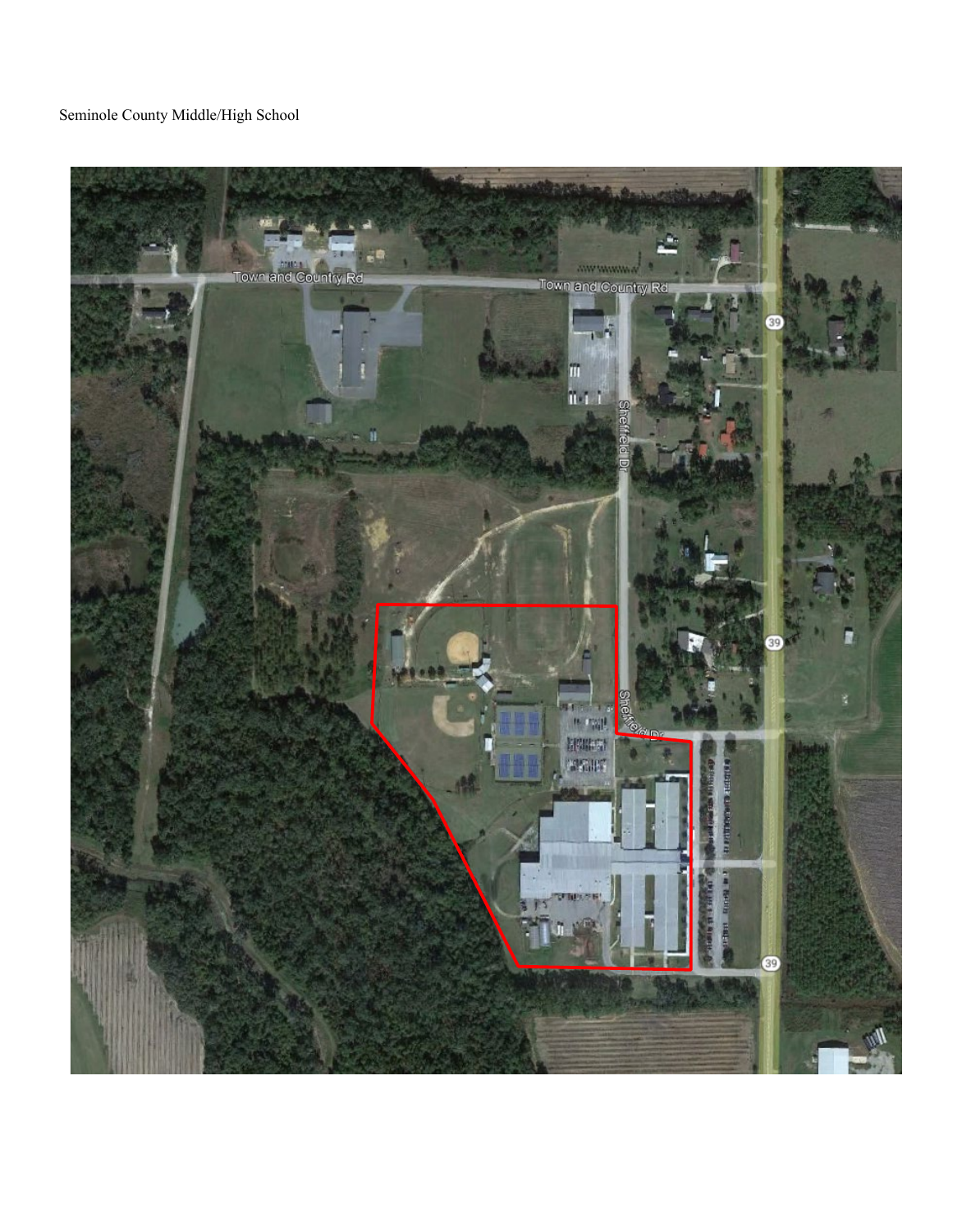Seminole County Middle/High School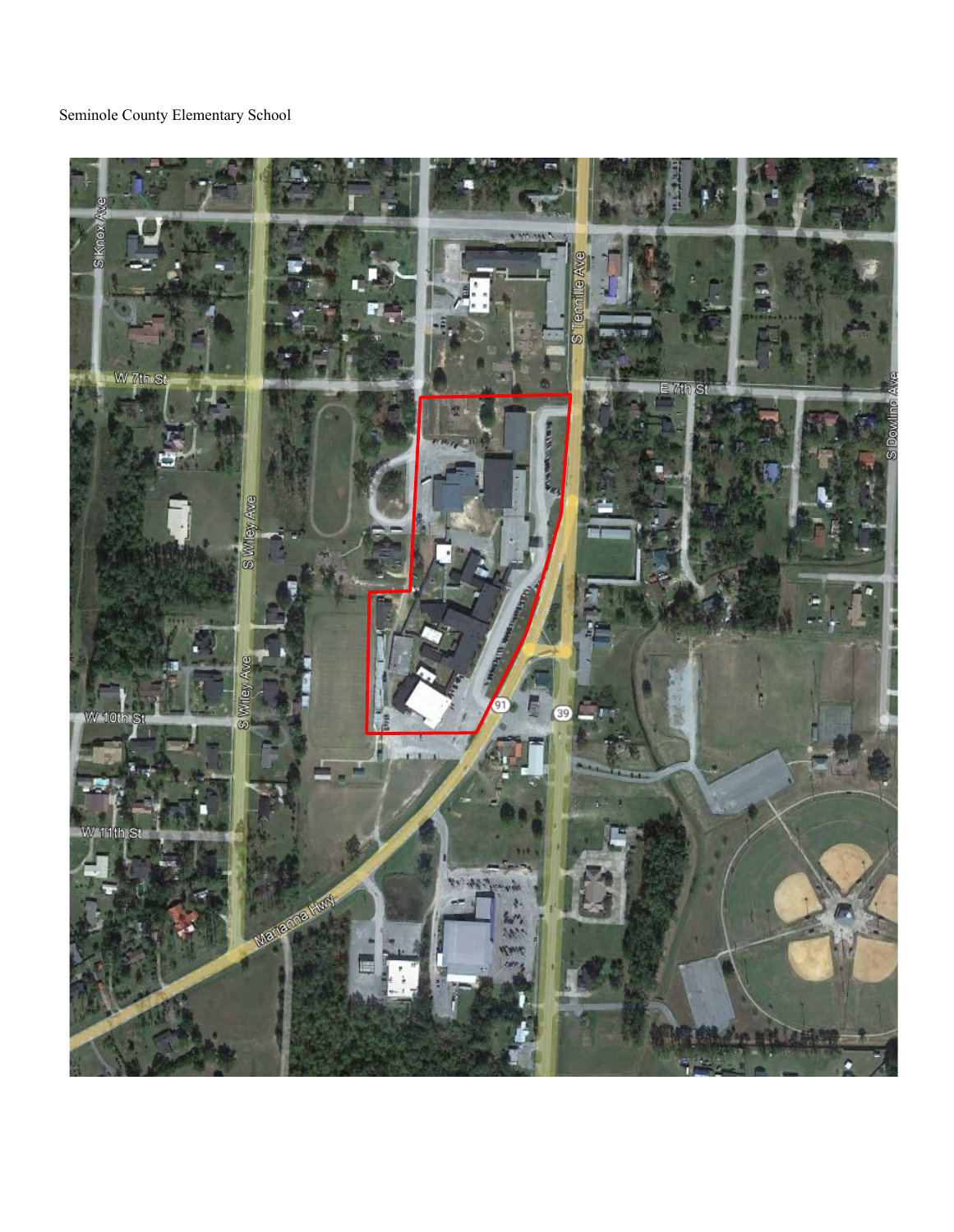Seminole County Elementary School